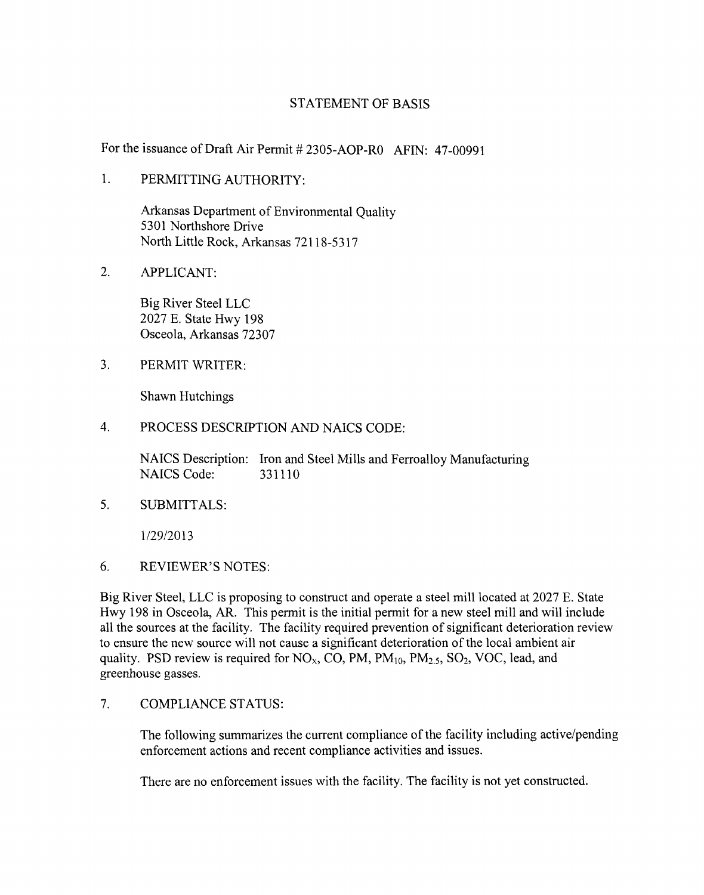# STATEMENT OF BASIS

For the issuance of Draft Air Permit # 2305-AOP-R0 AFIN: 47-00991

1. PERMITTING AUTHORITY:

   Arkansas Department of Environmental Quality
   5301 Northshore Drive
   North Little Rock, Arkansas 72118-5317

2. APPLICANT:

   Big River Steel LLC
   2027 E. State Hwy 198
   Osceola, Arkansas 72307

3. PERMIT WRITER:

   Shawn Hutchings

4. PROCESS DESCRIPTION AND NAICS CODE:

   NAICS Description: Iron and Steel Mills and Ferroalloy Manufacturing
   NAICS Code: 331110

5. SUBMITTALS:

   1/29/2013

6. REVIEWER'S NOTES:

Big River Steel, LLC is proposing to construct and operate a steel mill located at 2027 E. State Hwy 198 in Osceola, AR. This permit is the initial permit for a new steel mill and will include all the sources at the facility. The facility required prevention of significant deterioration review to ensure the new source will not cause a significant deterioration of the local ambient air quality. PSD review is required for $NO_X$, CO, PM, $PM_{10}$, $PM_{2.5}$, $SO_2$, VOC, lead, and greenhouse gasses.

7. COMPLIANCE STATUS:

   The following summarizes the current compliance of the facility including active/pending enforcement actions and recent compliance activities and issues.

   There are no enforcement issues with the facility. The facility is not yet constructed.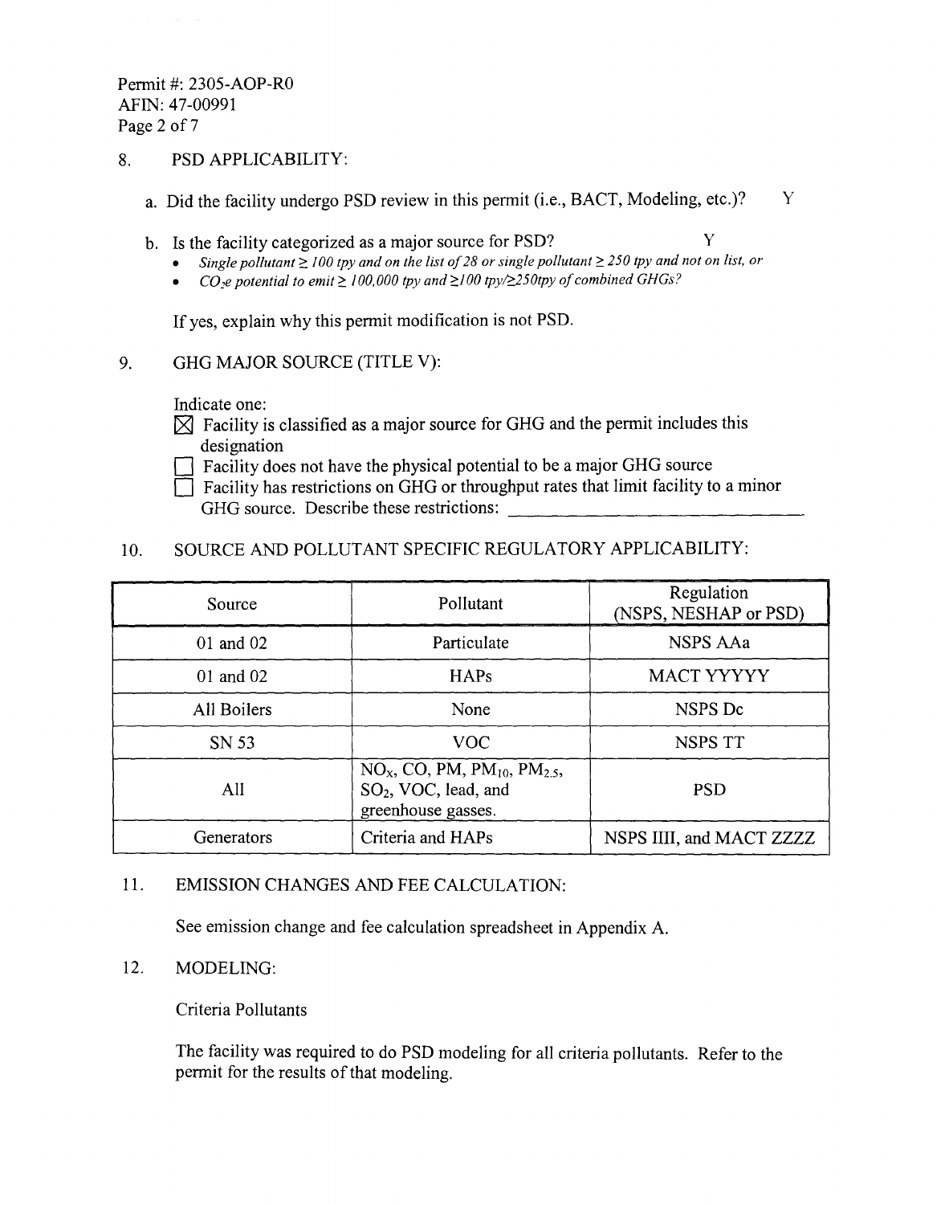8. PSD APPLICABILITY:

   a. Did the facility undergo PSD review in this permit (i.e., BACT, Modeling, etc.)? Y

   b. Is the facility categorized as a major source for PSD? Y

   - *Single pollutant ≥ 100 tpy and on the list of 28 or single pollutant ≥ 250 tpy and not on list, or*
   - *$CO_2e$ potential to emit ≥ 100,000 tpy and ≥100 tpy/≥250tpy of combined GHGs?*

   If yes, explain why this permit modification is not PSD.

9. GHG MAJOR SOURCE (TITLE V):

   Indicate one:

   ☒ Facility is classified as a major source for GHG and the permit includes this designation

   ☐ Facility does not have the physical potential to be a major GHG source

   ☐ Facility has restrictions on GHG or throughput rates that limit facility to a minor GHG source. Describe these restrictions: \_\_\_\_\_\_\_\_\_\_\_\_\_\_\_\_\_\_\_\_

10. SOURCE AND POLLUTANT SPECIFIC REGULATORY APPLICABILITY:

| Source | Pollutant | Regulation (NSPS, NESHAP or PSD) |
|---|---|---|
| 01 and 02 | Particulate | NSPS AAa |
| 01 and 02 | HAPs | MACT YYYYY |
| All Boilers | None | NSPS Dc |
| SN 53 | VOC | NSPS TT |
| All | $NO_X$, CO, PM, $PM_{10}$, $PM_{2.5}$, $SO_2$, VOC, lead, and greenhouse gasses. | PSD |
| Generators | Criteria and HAPs | NSPS IIII, and MACT ZZZZ |

11. EMISSION CHANGES AND FEE CALCULATION:

    See emission change and fee calculation spreadsheet in Appendix A.

12. MODELING:

    Criteria Pollutants

    The facility was required to do PSD modeling for all criteria pollutants. Refer to the permit for the results of that modeling.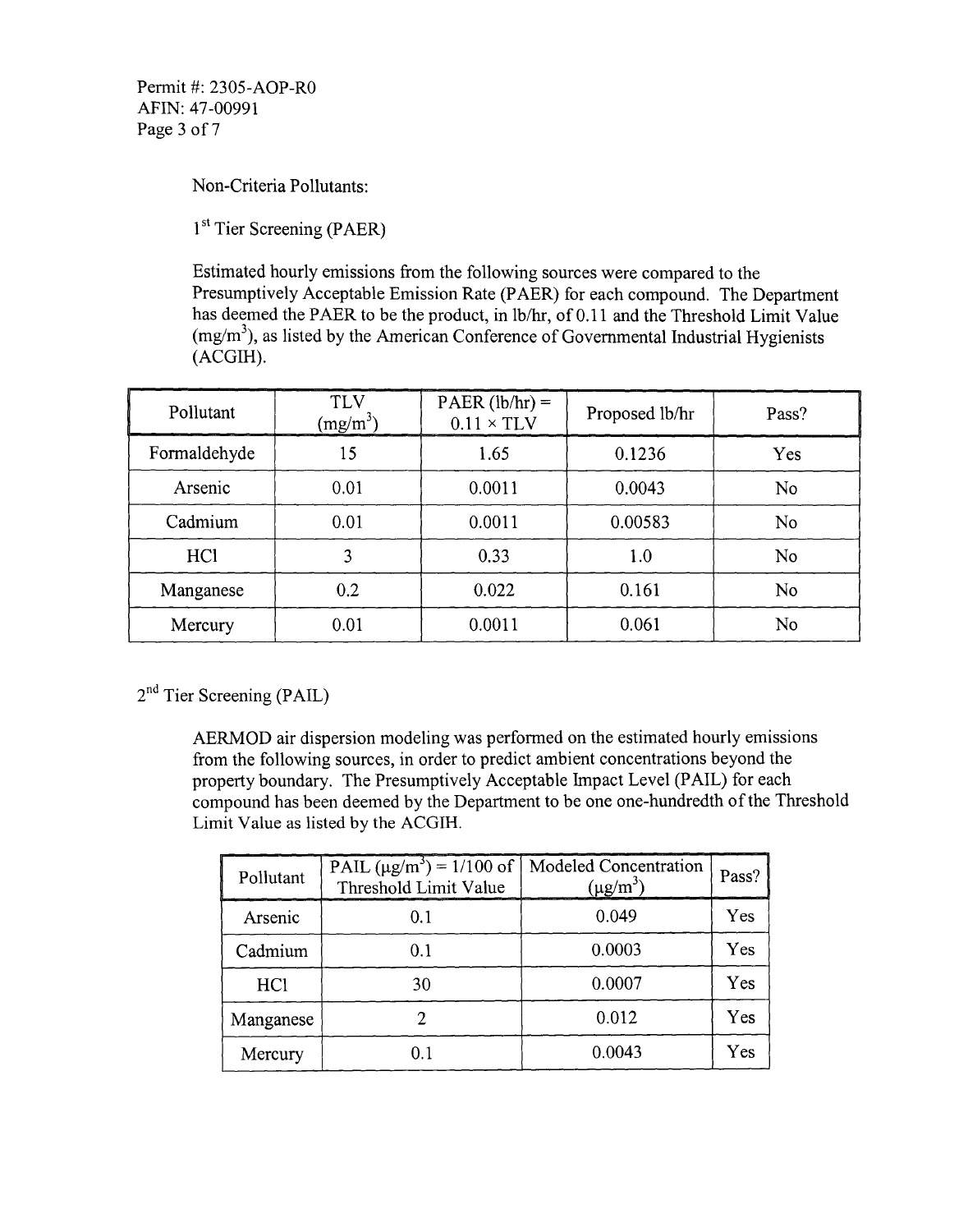Non-Criteria Pollutants:

1st Tier Screening (PAER)

Estimated hourly emissions from the following sources were compared to the Presumptively Acceptable Emission Rate (PAER) for each compound. The Department has deemed the PAER to be the product, in lb/hr, of 0.11 and the Threshold Limit Value (mg/m$^3$), as listed by the American Conference of Governmental Industrial Hygienists (ACGIH).

| Pollutant | TLV (mg/m$^3$) | PAER (lb/hr) = 0.11 × TLV | Proposed lb/hr | Pass? |
|---|---|---|---|---|
| Formaldehyde | 15 | 1.65 | 0.1236 | Yes |
| Arsenic | 0.01 | 0.0011 | 0.0043 | No |
| Cadmium | 0.01 | 0.0011 | 0.00583 | No |
| HCl | 3 | 0.33 | 1.0 | No |
| Manganese | 0.2 | 0.022 | 0.161 | No |
| Mercury | 0.01 | 0.0011 | 0.061 | No |

2nd Tier Screening (PAIL)

AERMOD air dispersion modeling was performed on the estimated hourly emissions from the following sources, in order to predict ambient concentrations beyond the property boundary. The Presumptively Acceptable Impact Level (PAIL) for each compound has been deemed by the Department to be one one-hundredth of the Threshold Limit Value as listed by the ACGIH.

| Pollutant | PAIL (μg/m$^3$) = 1/100 of Threshold Limit Value | Modeled Concentration (μg/m$^3$) | Pass? |
|---|---|---|---|
| Arsenic | 0.1 | 0.049 | Yes |
| Cadmium | 0.1 | 0.0003 | Yes |
| HCl | 30 | 0.0007 | Yes |
| Manganese | 2 | 0.012 | Yes |
| Mercury | 0.1 | 0.0043 | Yes |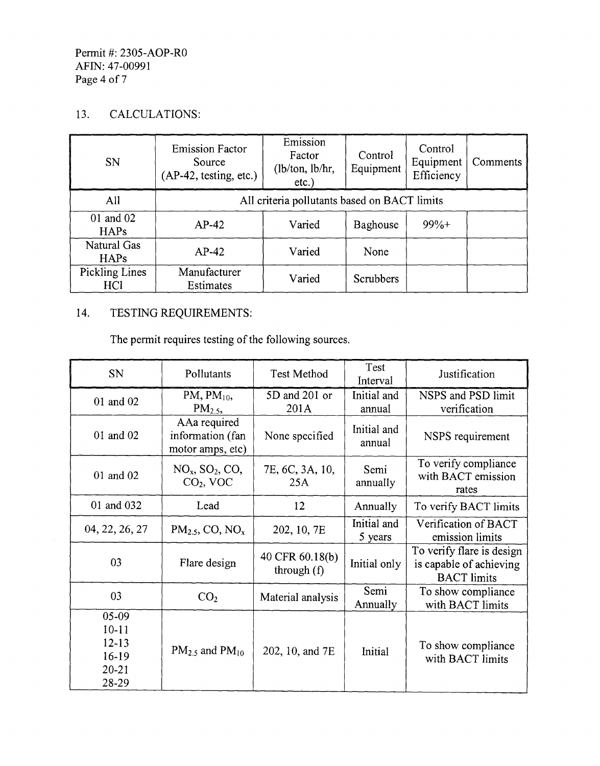## 13. CALCULATIONS:

| SN | Emission Factor Source (AP-42, testing, etc.) | Emission Factor (lb/ton, lb/hr, etc.) | Control Equipment | Control Equipment Efficiency | Comments |
|---|---|---|---|---|---|
| All | All criteria pollutants based on BACT limits | | | | |
| 01 and 02 HAPs | AP-42 | Varied | Baghouse | 99%+ | |
| Natural Gas HAPs | AP-42 | Varied | None | | |
| Pickling Lines HCl | Manufacturer Estimates | Varied | Scrubbers | | |

## 14. TESTING REQUIREMENTS:

The permit requires testing of the following sources.

| SN | Pollutants | Test Method | Test Interval | Justification |
|---|---|---|---|---|
| 01 and 02 | PM, $PM_{10}$, $PM_{2.5}$, | 5D and 201 or 201A | Initial and annual | NSPS and PSD limit verification |
| 01 and 02 | AAa required information (fan motor amps, etc) | None specified | Initial and annual | NSPS requirement |
| 01 and 02 | $NO_x$, $SO_2$, CO, $CO_2$, VOC | 7E, 6C, 3A, 10, 25A | Semi annually | To verify compliance with BACT emission rates |
| 01 and 032 | Lead | 12 | Annually | To verify BACT limits |
| 04, 22, 26, 27 | $PM_{2.5}$, CO, $NO_x$ | 202, 10, 7E | Initial and 5 years | Verification of BACT emission limits |
| 03 | Flare design | 40 CFR 60.18(b) through (f) | Initial only | To verify flare is design is capable of achieving BACT limits |
| 03 | $CO_2$ | Material analysis | Semi Annually | To show compliance with BACT limits |
| 05-09<br>10-11<br>12-13<br>16-19<br>20-21<br>28-29 | $PM_{2.5}$ and $PM_{10}$ | 202, 10, and 7E | Initial | To show compliance with BACT limits |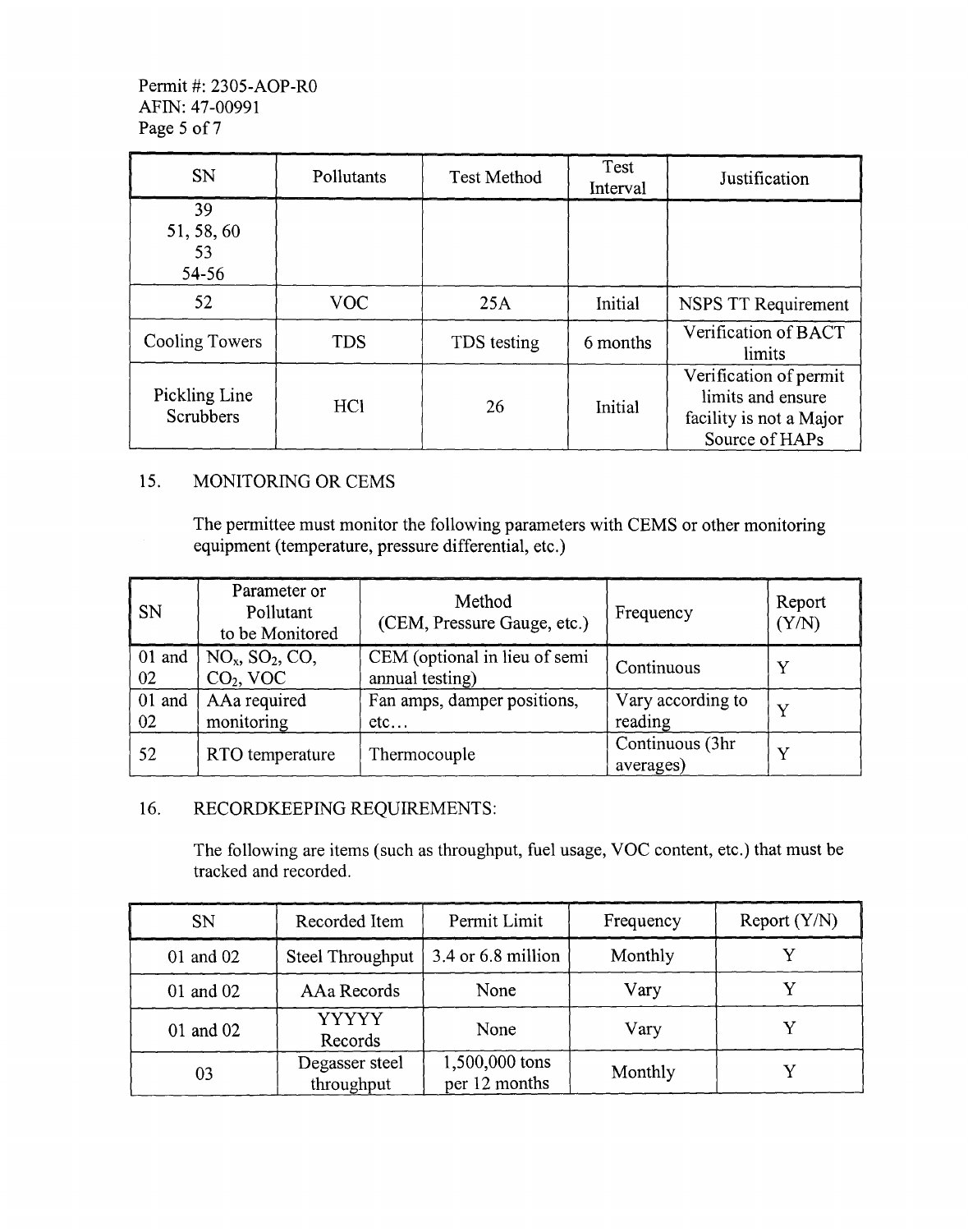| SN | Pollutants | Test Method | Test Interval | Justification |
|---|---|---|---|---|
| 39<br>51, 58, 60<br>53<br>54-56 | | | | |
| 52 | VOC | 25A | Initial | NSPS TT Requirement |
| Cooling Towers | TDS | TDS testing | 6 months | Verification of BACT limits |
| Pickling Line Scrubbers | HCl | 26 | Initial | Verification of permit limits and ensure facility is not a Major Source of HAPs |

## 15. MONITORING OR CEMS

The permittee must monitor the following parameters with CEMS or other monitoring equipment (temperature, pressure differential, etc.)

| SN | Parameter or Pollutant to be Monitored | Method (CEM, Pressure Gauge, etc.) | Frequency | Report (Y/N) |
|---|---|---|---|---|
| 01 and 02 | $NO_x$, $SO_2$, CO, $CO_2$, VOC | CEM (optional in lieu of semi annual testing) | Continuous | Y |
| 01 and 02 | AAa required monitoring | Fan amps, damper positions, etc… | Vary according to reading | Y |
| 52 | RTO temperature | Thermocouple | Continuous (3hr averages) | Y |

## 16. RECORDKEEPING REQUIREMENTS:

The following are items (such as throughput, fuel usage, VOC content, etc.) that must be tracked and recorded.

| SN | Recorded Item | Permit Limit | Frequency | Report (Y/N) |
|---|---|---|---|---|
| 01 and 02 | Steel Throughput | 3.4 or 6.8 million | Monthly | Y |
| 01 and 02 | AAa Records | None | Vary | Y |
| 01 and 02 | YYYYY Records | None | Vary | Y |
| 03 | Degasser steel throughput | 1,500,000 tons per 12 months | Monthly | Y |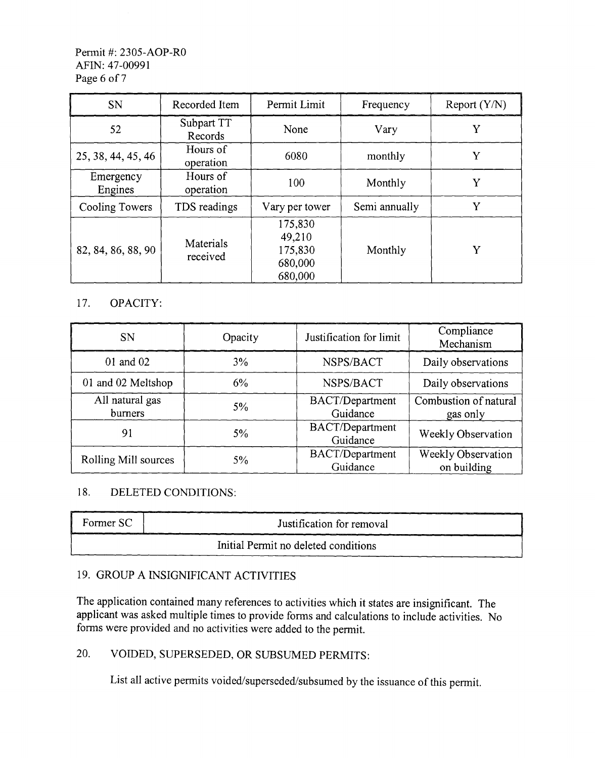| SN | Recorded Item | Permit Limit | Frequency | Report (Y/N) |
|---|---|---|---|---|
| 52 | Subpart TT Records | None | Vary | Y |
| 25, 38, 44, 45, 46 | Hours of operation | 6080 | monthly | Y |
| Emergency Engines | Hours of operation | 100 | Monthly | Y |
| Cooling Towers | TDS readings | Vary per tower | Semi annually | Y |
| 82, 84, 86, 88, 90 | Materials received | 175,830<br>49,210<br>175,830<br>680,000<br>680,000 | Monthly | Y |

## 17. OPACITY:

| SN | Opacity | Justification for limit | Compliance Mechanism |
|---|---|---|---|
| 01 and 02 | 3% | NSPS/BACT | Daily observations |
| 01 and 02 Meltshop | 6% | NSPS/BACT | Daily observations |
| All natural gas burners | 5% | BACT/Department Guidance | Combustion of natural gas only |
| 91 | 5% | BACT/Department Guidance | Weekly Observation |
| Rolling Mill sources | 5% | BACT/Department Guidance | Weekly Observation on building |

## 18. DELETED CONDITIONS:

| Former SC | Justification for removal |
|---|---|
| Initial Permit no deleted conditions | |

## 19. GROUP A INSIGNIFICANT ACTIVITIES

The application contained many references to activities which it states are insignificant. The applicant was asked multiple times to provide forms and calculations to include activities. No forms were provided and no activities were added to the permit.

## 20. VOIDED, SUPERSEDED, OR SUBSUMED PERMITS:

List all active permits voided/superseded/subsumed by the issuance of this permit.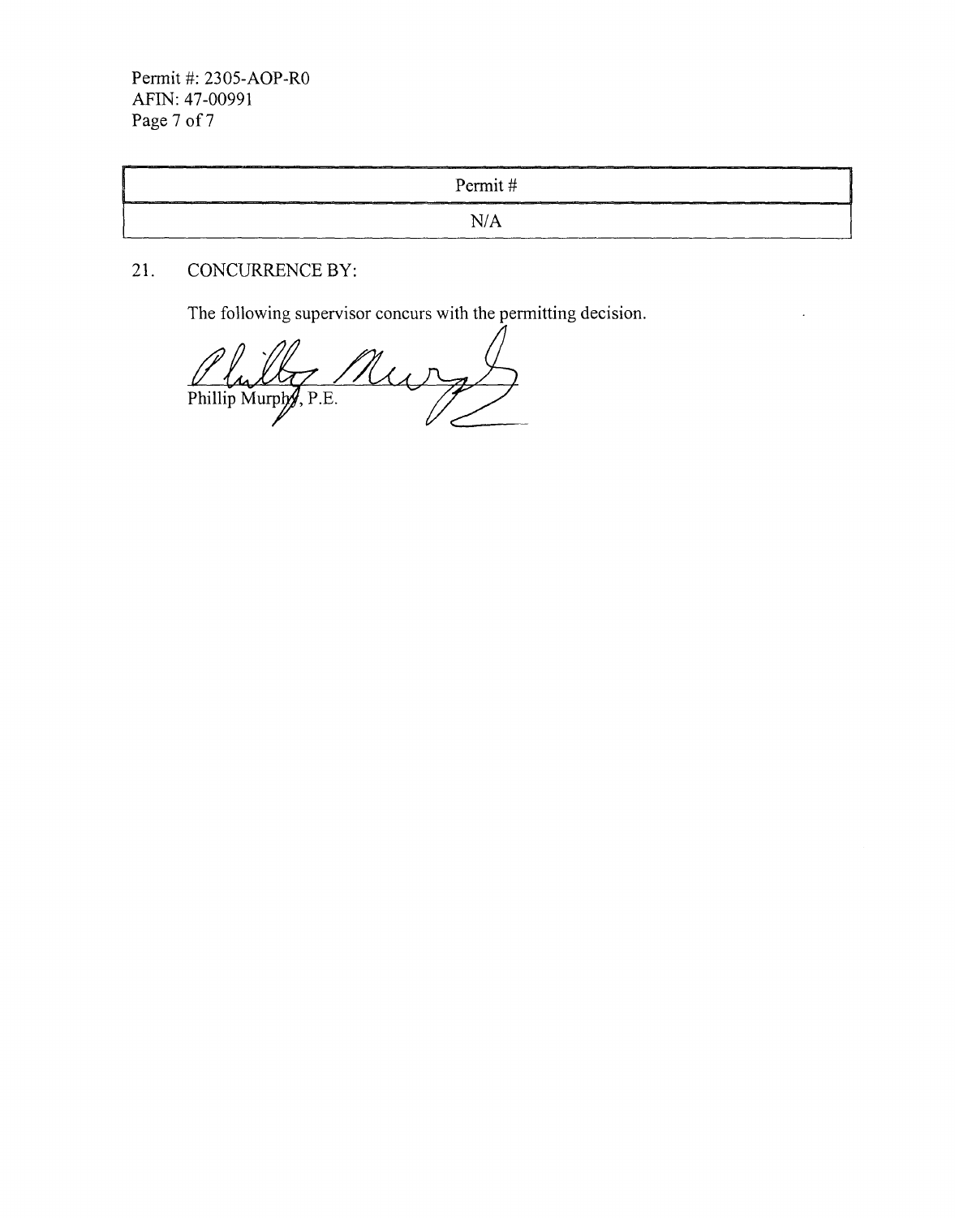| Permit # |
| --- |
| N/A |

21. CONCURRENCE BY:

The following supervisor concurs with the permitting decision.

Phillip Murphy, P.E.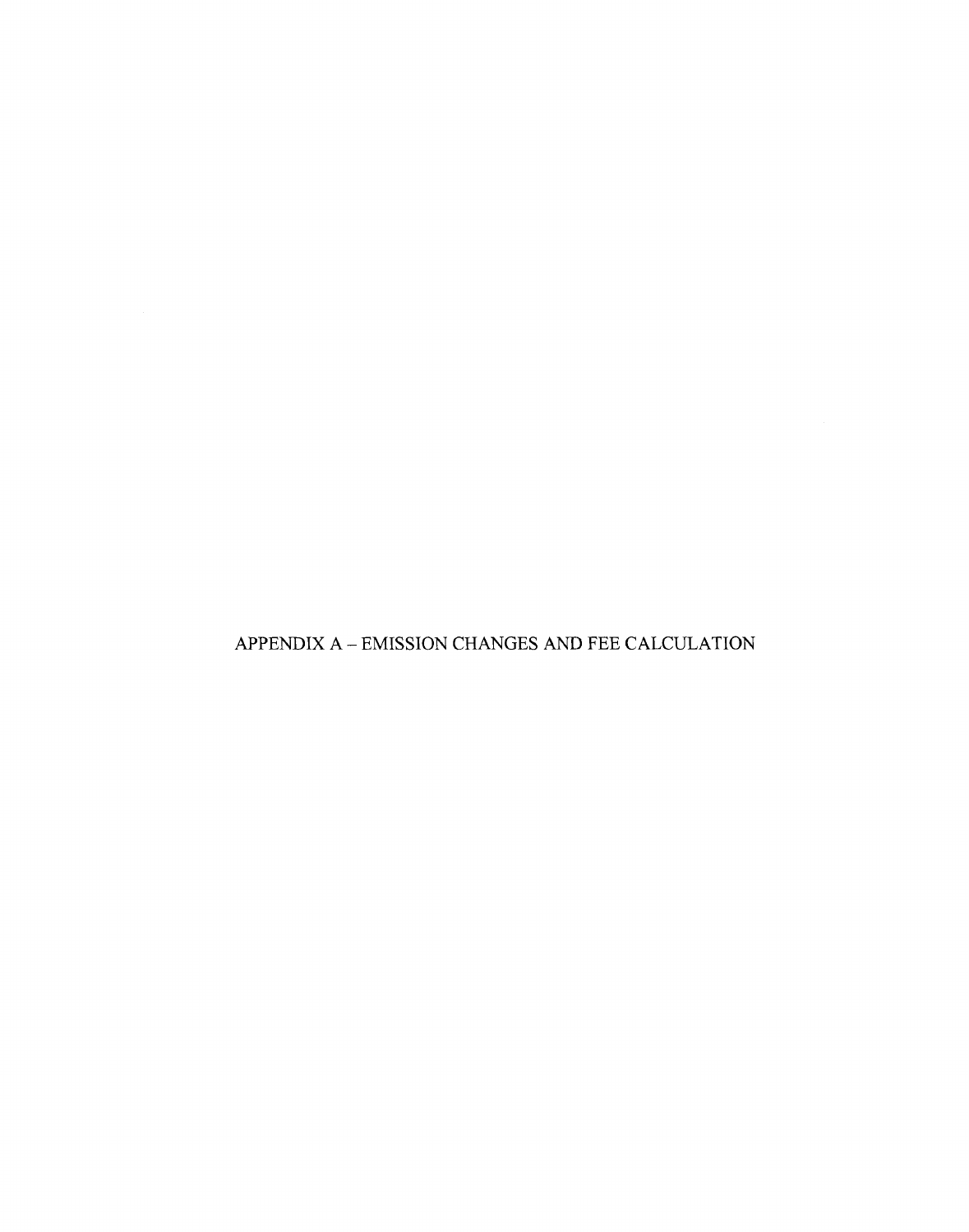# APPENDIX A – EMISSION CHANGES AND FEE CALCULATION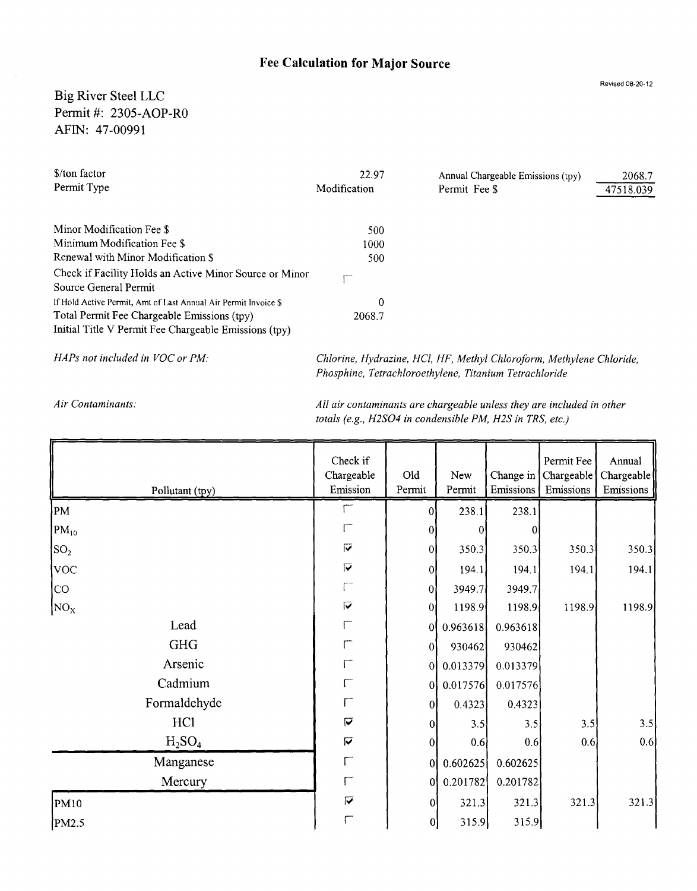# Fee Calculation for Major Source

Revised 08-20-12

Big River Steel LLC
Permit #: 2305-AOP-R0
AFIN: 47-00991

| | | | |
|---|---|---|---|
| \$/ton factor | 22.97 | Annual Chargeable Emissions (tpy) | 2068.7 |
| Permit Type | Modification | Permit Fee \$ | 47518.039 |

| | |
|---|---|
| Minor Modification Fee \$ | 500 |
| Minimum Modification Fee \$ | 1000 |
| Renewal with Minor Modification \$ | 500 |
| Check if Facility Holds an Active Minor Source or Minor Source General Permit | ☐ |
| If Hold Active Permit, Amt of Last Annual Air Permit Invoice \$ | 0 |
| Total Permit Fee Chargeable Emissions (tpy) | 2068.7 |
| Initial Title V Permit Fee Chargeable Emissions (tpy) | |

*HAPs not included in VOC or PM:* *Chlorine, Hydrazine, HCl, HF, Methyl Chloroform, Methylene Chloride, Phosphine, Tetrachloroethylene, Titanium Tetrachloride*

*Air Contaminants:* *All air contaminants are chargeable unless they are included in other totals (e.g., H2SO4 in condensible PM, H2S in TRS, etc.)*

| Pollutant (tpy) | Check if Chargeable Emission | Old Permit | New Permit | Change in Emissions | Permit Fee Chargeable Emissions | Annual Chargeable Emissions |
|---|---|---|---|---|---|---|
| PM | ☐ | 0 | 238.1 | 238.1 | | |
| $PM_{10}$ | ☐ | 0 | 0 | 0 | | |
| $SO_2$ | ☑ | 0 | 350.3 | 350.3 | 350.3 | 350.3 |
| VOC | ☑ | 0 | 194.1 | 194.1 | 194.1 | 194.1 |
| CO | ☐ | 0 | 3949.7 | 3949.7 | | |
| $NO_X$ | ☑ | 0 | 1198.9 | 1198.9 | 1198.9 | 1198.9 |
| Lead | ☐ | 0 | 0.963618 | 0.963618 | | |
| GHG | ☐ | 0 | 930462 | 930462 | | |
| Arsenic | ☐ | 0 | 0.013379 | 0.013379 | | |
| Cadmium | ☐ | 0 | 0.017576 | 0.017576 | | |
| Formaldehyde | ☐ | 0 | 0.4323 | 0.4323 | | |
| HCl | ☑ | 0 | 3.5 | 3.5 | 3.5 | 3.5 |
| $H_2SO_4$ | ☑ | 0 | 0.6 | 0.6 | 0.6 | 0.6 |
| Manganese | ☐ | 0 | 0.602625 | 0.602625 | | |
| Mercury | ☐ | 0 | 0.201782 | 0.201782 | | |
| PM10 | ☑ | 0 | 321.3 | 321.3 | 321.3 | 321.3 |
| PM2.5 | ☐ | 0 | 315.9 | 315.9 | | |